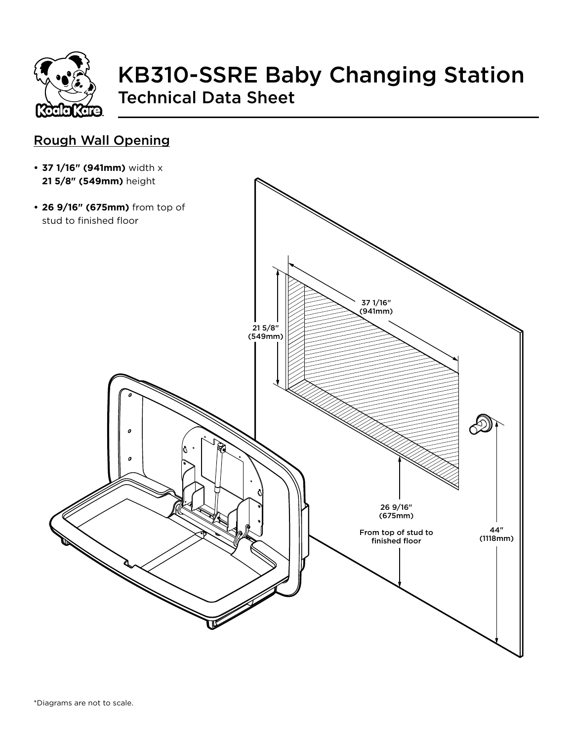# KB310-SSRE Baby Changing Station

## Technical Data Sheet

### Rough Wall Opening

- **37 1/16″ (941mm)** width x **21 5/8″ (549mm)** height
- **26 9/16″ (675mm)** from top of stud to finished floor

37 1/16″ (941mm)

21 5/8″ (549mm)

26 9/16″ (675mm)

From top of stud to finished floor

44″ (1118mm)

*Diagrams are not to scale.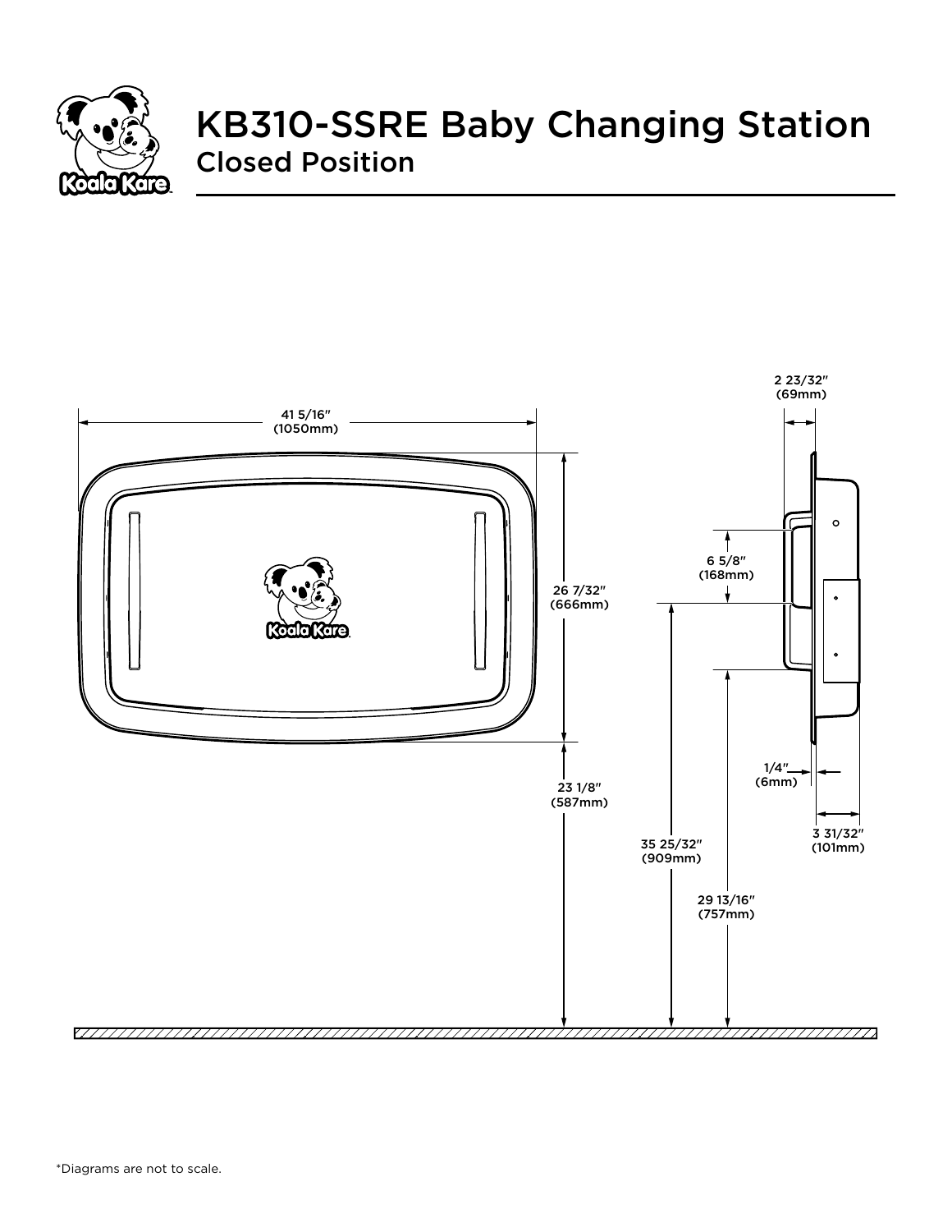# KB310-SSRE Baby Changing Station

## Closed Position

41 5/16″ (1050mm)

26 7/32″ (666mm)

23 1/8″ (587mm)

2 23/32″ (69mm)

6 5/8″ (168mm)

35 25/32″ (909mm)

29 13/16″ (757mm)

1/4″ (6mm)

3 31/32″ (101mm)

*Diagrams are not to scale.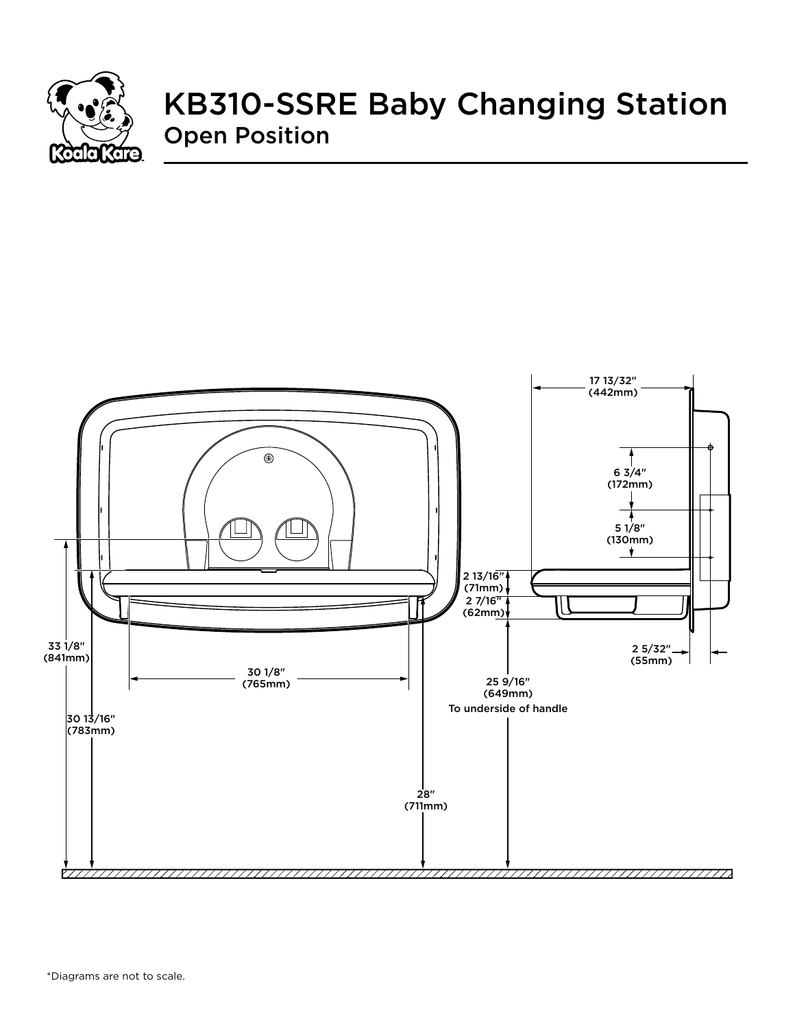# KB310-SSRE Baby Changing Station

## Open Position

17 13/32″ (442mm)

6 3/4″ (172mm)

5 1/8″ (130mm)

2 13/16″ (71mm)

2 7/16″ (62mm)

2 5/32″ (55mm)

33 1/8″ (841mm)

30 1/8″ (765mm)

25 9/16″ (649mm) To underside of handle

30 13/16″ (783mm)

28″ (711mm)

*Diagrams are not to scale.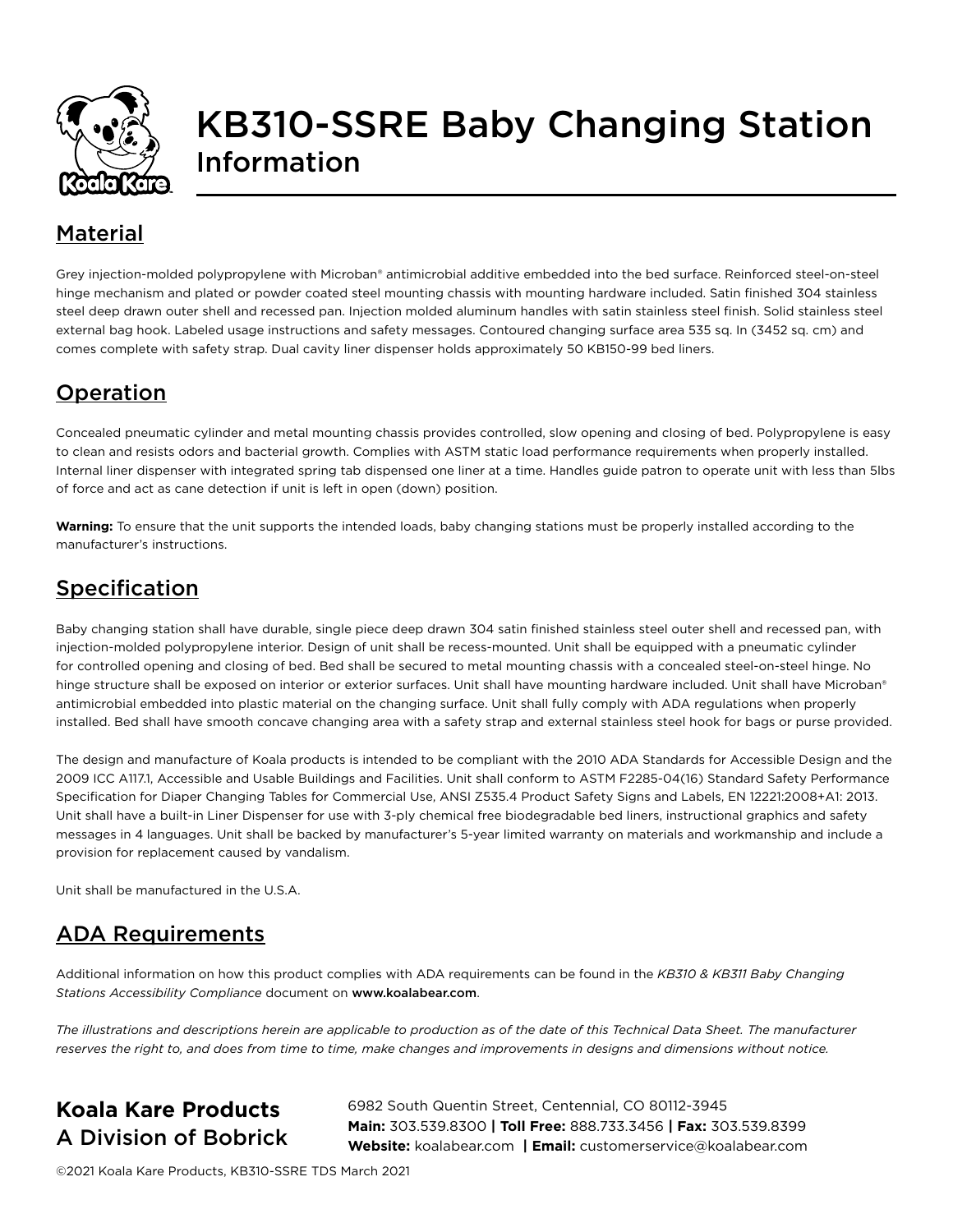# KB310-SSRE Baby Changing Station

## Information

## Material

Grey injection-molded polypropylene with Microban® antimicrobial additive embedded into the bed surface. Reinforced steel-on-steel hinge mechanism and plated or powder coated steel mounting chassis with mounting hardware included. Satin finished 304 stainless steel deep drawn outer shell and recessed pan. Injection molded aluminum handles with satin stainless steel finish. Solid stainless steel external bag hook. Labeled usage instructions and safety messages. Contoured changing surface area 535 sq. In (3452 sq. cm) and comes complete with safety strap. Dual cavity liner dispenser holds approximately 50 KB150-99 bed liners.

## Operation

Concealed pneumatic cylinder and metal mounting chassis provides controlled, slow opening and closing of bed. Polypropylene is easy to clean and resists odors and bacterial growth. Complies with ASTM static load performance requirements when properly installed. Internal liner dispenser with integrated spring tab dispensed one liner at a time. Handles guide patron to operate unit with less than 5lbs of force and act as cane detection if unit is left in open (down) position.

**Warning:** To ensure that the unit supports the intended loads, baby changing stations must be properly installed according to the manufacturer's instructions.

## Specification

Baby changing station shall have durable, single piece deep drawn 304 satin finished stainless steel outer shell and recessed pan, with injection-molded polypropylene interior. Design of unit shall be recess-mounted. Unit shall be equipped with a pneumatic cylinder for controlled opening and closing of bed. Bed shall be secured to metal mounting chassis with a concealed steel-on-steel hinge. No hinge structure shall be exposed on interior or exterior surfaces. Unit shall have mounting hardware included. Unit shall have Microban® antimicrobial embedded into plastic material on the changing surface. Unit shall fully comply with ADA regulations when properly installed. Bed shall have smooth concave changing area with a safety strap and external stainless steel hook for bags or purse provided.

The design and manufacture of Koala products is intended to be compliant with the 2010 ADA Standards for Accessible Design and the 2009 ICC A117.1, Accessible and Usable Buildings and Facilities. Unit shall conform to ASTM F2285-04(16) Standard Safety Performance Specification for Diaper Changing Tables for Commercial Use, ANSI Z535.4 Product Safety Signs and Labels, EN 12221:2008+A1: 2013. Unit shall have a built-in Liner Dispenser for use with 3-ply chemical free biodegradable bed liners, instructional graphics and safety messages in 4 languages. Unit shall be backed by manufacturer's 5-year limited warranty on materials and workmanship and include a provision for replacement caused by vandalism.

Unit shall be manufactured in the U.S.A.

## ADA Requirements

Additional information on how this product complies with ADA requirements can be found in the *KB310 & KB311 Baby Changing Stations Accessibility Compliance* document on **www.koalabear.com**.

*The illustrations and descriptions herein are applicable to production as of the date of this Technical Data Sheet. The manufacturer reserves the right to, and does from time to time, make changes and improvements in designs and dimensions without notice.*

**Koala Kare Products**
**A Division of Bobrick**

6982 South Quentin Street, Centennial, CO 80112-3945
**Main:** 303.539.8300 **| Toll Free:** 888.733.3456 **| Fax:** 303.539.8399
**Website:** koalabear.com **| Email:** customerservice@koalabear.com

©2021 Koala Kare Products, KB310-SSRE TDS March 2021